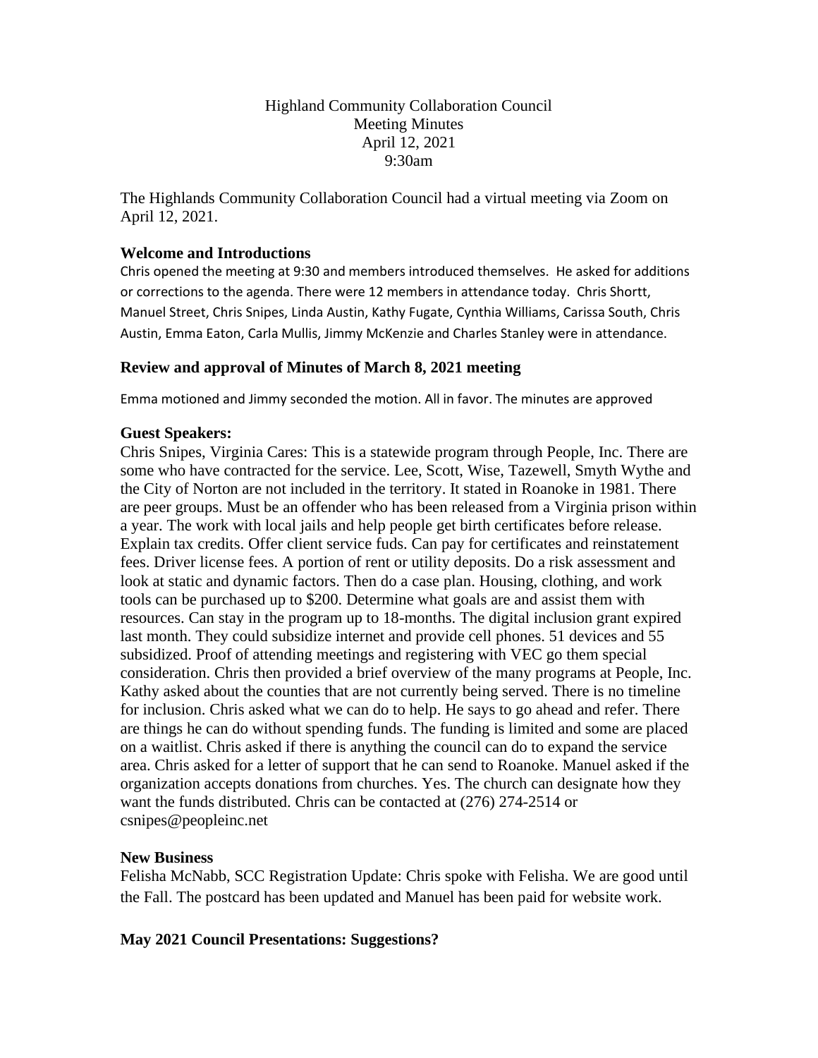Highland Community Collaboration Council
Meeting Minutes
April 12, 2021
9:30am

The Highlands Community Collaboration Council had a virtual meeting via Zoom on April 12, 2021.

### Welcome and Introductions

Chris opened the meeting at 9:30 and members introduced themselves. He asked for additions or corrections to the agenda. There were 12 members in attendance today. Chris Shortt, Manuel Street, Chris Snipes, Linda Austin, Kathy Fugate, Cynthia Williams, Carissa South, Chris Austin, Emma Eaton, Carla Mullis, Jimmy McKenzie and Charles Stanley were in attendance.

### Review and approval of Minutes of March 8, 2021 meeting

Emma motioned and Jimmy seconded the motion. All in favor. The minutes are approved

### Guest Speakers:

Chris Snipes, Virginia Cares: This is a statewide program through People, Inc. There are some who have contracted for the service. Lee, Scott, Wise, Tazewell, Smyth Wythe and the City of Norton are not included in the territory. It stated in Roanoke in 1981. There are peer groups. Must be an offender who has been released from a Virginia prison within a year. The work with local jails and help people get birth certificates before release. Explain tax credits. Offer client service fuds. Can pay for certificates and reinstatement fees. Driver license fees. A portion of rent or utility deposits. Do a risk assessment and look at static and dynamic factors. Then do a case plan. Housing, clothing, and work tools can be purchased up to $200. Determine what goals are and assist them with resources. Can stay in the program up to 18-months. The digital inclusion grant expired last month. They could subsidize internet and provide cell phones. 51 devices and 55 subsidized. Proof of attending meetings and registering with VEC go them special consideration. Chris then provided a brief overview of the many programs at People, Inc. Kathy asked about the counties that are not currently being served. There is no timeline for inclusion. Chris asked what we can do to help. He says to go ahead and refer. There are things he can do without spending funds. The funding is limited and some are placed on a waitlist. Chris asked if there is anything the council can do to expand the service area. Chris asked for a letter of support that he can send to Roanoke. Manuel asked if the organization accepts donations from churches. Yes. The church can designate how they want the funds distributed. Chris can be contacted at (276) 274-2514 or csnipes@peopleinc.net

### New Business

Felisha McNabb, SCC Registration Update: Chris spoke with Felisha. We are good until the Fall. The postcard has been updated and Manuel has been paid for website work.

### May 2021 Council Presentations: Suggestions?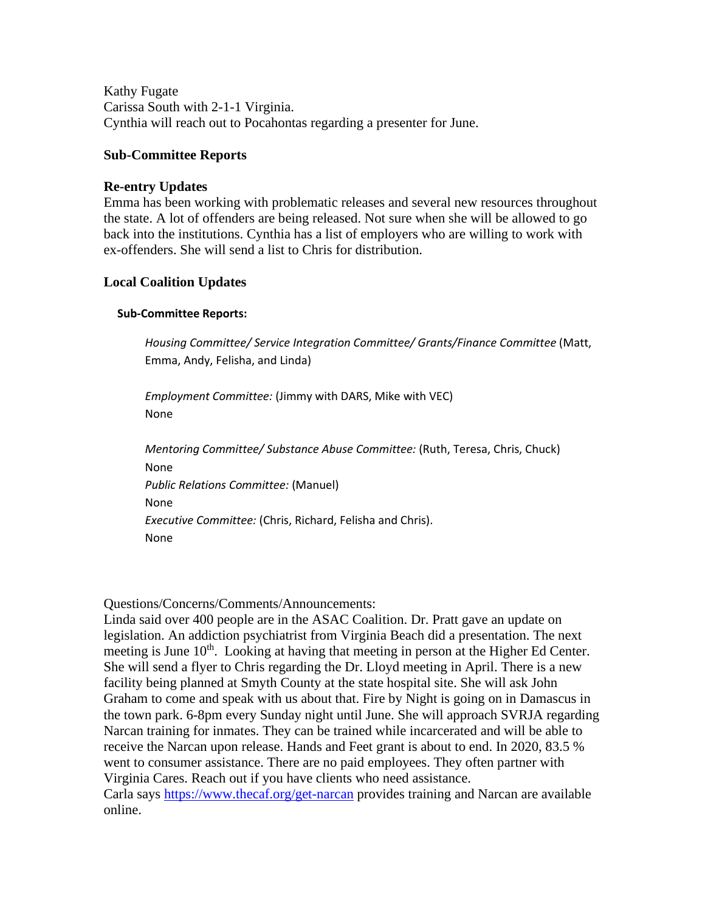Kathy Fugate
Carissa South with 2-1-1 Virginia.
Cynthia will reach out to Pocahontas regarding a presenter for June.

**Sub-Committee Reports**

**Re-entry Updates**
Emma has been working with problematic releases and several new resources throughout the state. A lot of offenders are being released. Not sure when she will be allowed to go back into the institutions. Cynthia has a list of employers who are willing to work with ex-offenders. She will send a list to Chris for distribution.

**Local Coalition Updates**

**Sub-Committee Reports:**

*Housing Committee/ Service Integration Committee/ Grants/Finance Committee* (Matt, Emma, Andy, Felisha, and Linda)

*Employment Committee:* (Jimmy with DARS, Mike with VEC)
None

*Mentoring Committee/ Substance Abuse Committee:* (Ruth, Teresa, Chris, Chuck)
None
*Public Relations Committee:* (Manuel)
None
*Executive Committee:* (Chris, Richard, Felisha and Chris).
None

Questions/Concerns/Comments/Announcements:
Linda said over 400 people are in the ASAC Coalition. Dr. Pratt gave an update on legislation. An addiction psychiatrist from Virginia Beach did a presentation. The next meeting is June 10th. Looking at having that meeting in person at the Higher Ed Center. She will send a flyer to Chris regarding the Dr. Lloyd meeting in April. There is a new facility being planned at Smyth County at the state hospital site. She will ask John Graham to come and speak with us about that. Fire by Night is going on in Damascus in the town park. 6-8pm every Sunday night until June. She will approach SVRJA regarding Narcan training for inmates. They can be trained while incarcerated and will be able to receive the Narcan upon release. Hands and Feet grant is about to end. In 2020, 83.5 % went to consumer assistance. There are no paid employees. They often partner with Virginia Cares. Reach out if you have clients who need assistance.
Carla says https://www.thecaf.org/get-narcan provides training and Narcan are available online.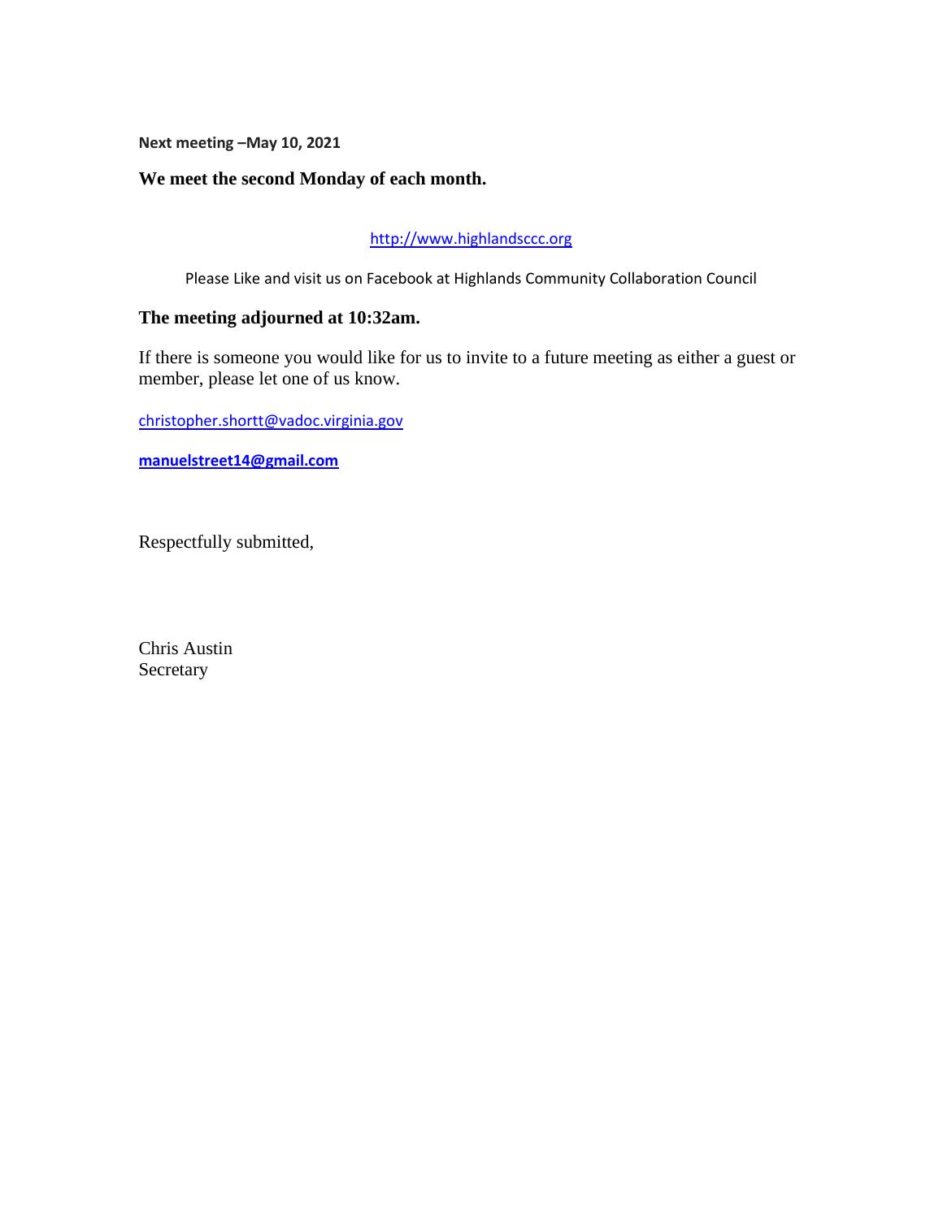**Next meeting –May 10, 2021**

**We meet the second Monday of each month.**

http://www.highlandsccc.org

Please Like and visit us on Facebook at Highlands Community Collaboration Council

**The meeting adjourned at 10:32am.**

If there is someone you would like for us to invite to a future meeting as either a guest or member, please let one of us know.

christopher.shortt@vadoc.virginia.gov

**manuelstreet14@gmail.com**

Respectfully submitted,

Chris Austin
Secretary